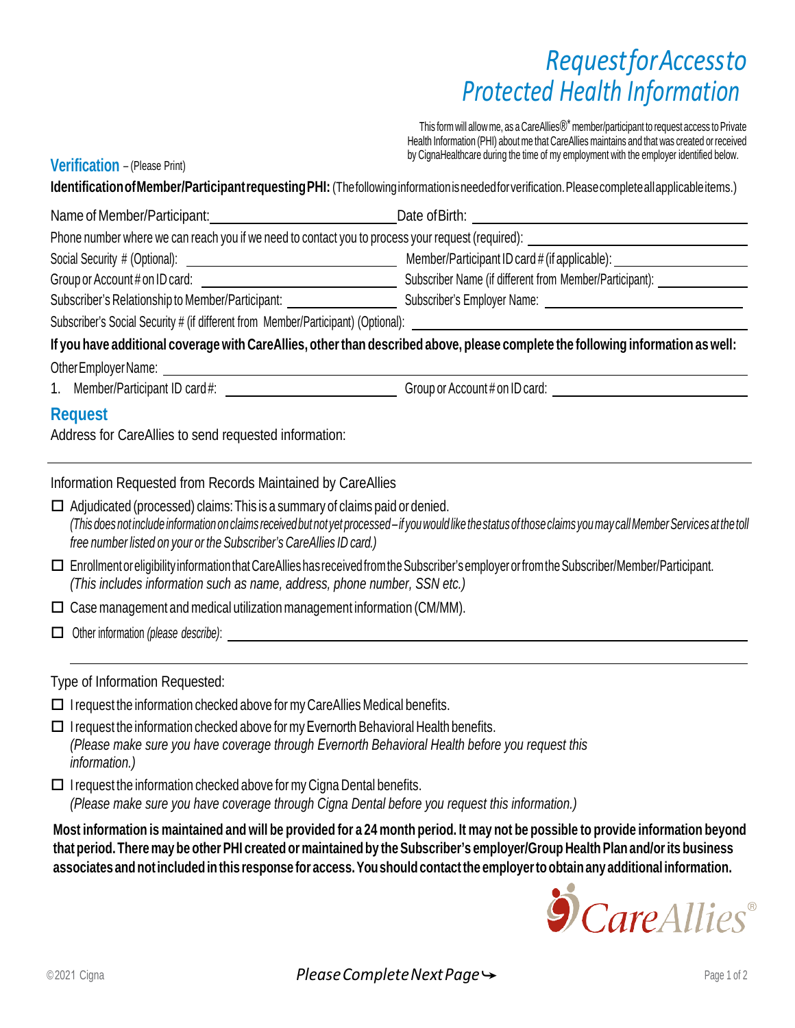# Request for Access to Protected Health Information

This form will allow me, as a CareAllies®* member/participant to request access to Private Health Information (PHI) about me that CareAllies maintains and that was created or received by CignaHealthcare during the time of my employment with the employer identified below.

## Verification – (Please Print)

**Identification of Member/Participant requesting PHI:** (The following information is needed for verification. Please complete all applicable items.)

Name of Member/Participant: ______________________ Date of Birth: ______________________

Phone number where we can reach you if we need to contact you to process your request (required): ______________________

Social Security # (Optional): ______________________ Member/Participant ID card # (if applicable): ______________________

Group or Account # on ID card: ______________________ Subscriber Name (if different from Member/Participant): ______________________

Subscriber's Relationship to Member/Participant: ______________________ Subscriber's Employer Name: ______________________

Subscriber's Social Security # (if different from Member/Participant) (Optional): ______________________

**If you have additional coverage with CareAllies, other than described above, please complete the following information as well:**

Other Employer Name: ______________________

1. Member/Participant ID card #: ______________________ Group or Account # on ID card: ______________________

## Request

Address for CareAllies to send requested information:

______________________

Information Requested from Records Maintained by CareAllies

- ☐ Adjudicated (processed) claims: This is a summary of claims paid or denied.
  *(This does not include information on claims received but not yet processed – if you would like the status of those claims you may call Member Services at the toll free number listed on your or the Subscriber's CareAllies ID card.)*
- ☐ Enrollment or eligibility information that CareAllies has received from the Subscriber's employer or from the Subscriber/Member/Participant.
  *(This includes information such as name, address, phone number, SSN etc.)*
- ☐ Case management and medical utilization management information (CM/MM).
- ☐ Other information *(please describe)*: ______________________

______________________

Type of Information Requested:

- ☐ I request the information checked above for my CareAllies Medical benefits.
- ☐ I request the information checked above for my Evernorth Behavioral Health benefits.
  *(Please make sure you have coverage through Evernorth Behavioral Health before you request this information.)*
- ☐ I request the information checked above for my Cigna Dental benefits.
  *(Please make sure you have coverage through Cigna Dental before you request this information.)*

**Most information is maintained and will be provided for a 24 month period. It may not be possible to provide information beyond that period. There may be other PHI created or maintained by the Subscriber's employer/Group Health Plan and/or its business associates and not included in this response for access. You should contact the employer to obtain any additional information.**

CareAllies®

©2021 Cigna

*Please Complete Next Page*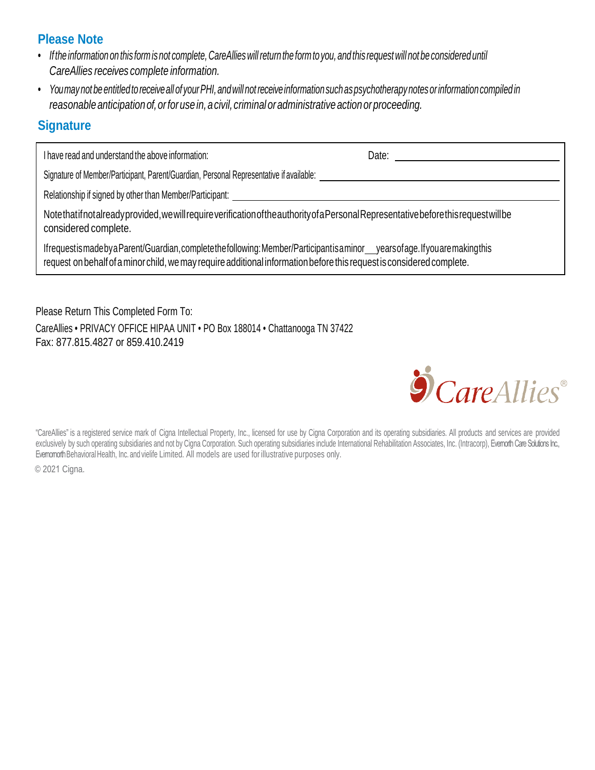## Please Note

- *If the information on this form is not complete, CareAllies will return the form to you, and this request will not be considered until CareAllies receives complete information.*
- *You may not be entitled to receive all of your PHI, and will not receive information such as psychotherapy notes or information compiled in reasonable anticipation of, or for use in, a civil, criminal or administrative action or proceeding.*

## Signature

I have read and understand the above information: Date: ______________________

Signature of Member/Participant, Parent/Guardian, Personal Representative if available: ______________________

Relationship if signed by other than Member/Participant: ______________________

Note that if not already provided, we will require verification of the authority of a Personal Representative before this request will be considered complete.

If request is made by a Parent/Guardian, complete the following: Member/Participant is a minor __ years of age. If you are making this request on behalf of a minor child, we may require additional information before this request is considered complete.

Please Return This Completed Form To:

CareAllies • PRIVACY OFFICE HIPAA UNIT • PO Box 188014 • Chattanooga TN 37422
Fax: 877.815.4827 or 859.410.2419

CareAllies®

"CareAllies" is a registered service mark of Cigna Intellectual Property, Inc., licensed for use by Cigna Corporation and its operating subsidiaries. All products and services are provided exclusively by such operating subsidiaries and not by Cigna Corporation. Such operating subsidiaries include International Rehabilitation Associates, Inc. (Intracorp), Evernorth Care Solutions Inc., Evernorth Behavioral Health, Inc. and vielife Limited. All models are used for illustrative purposes only.

© 2021 Cigna.